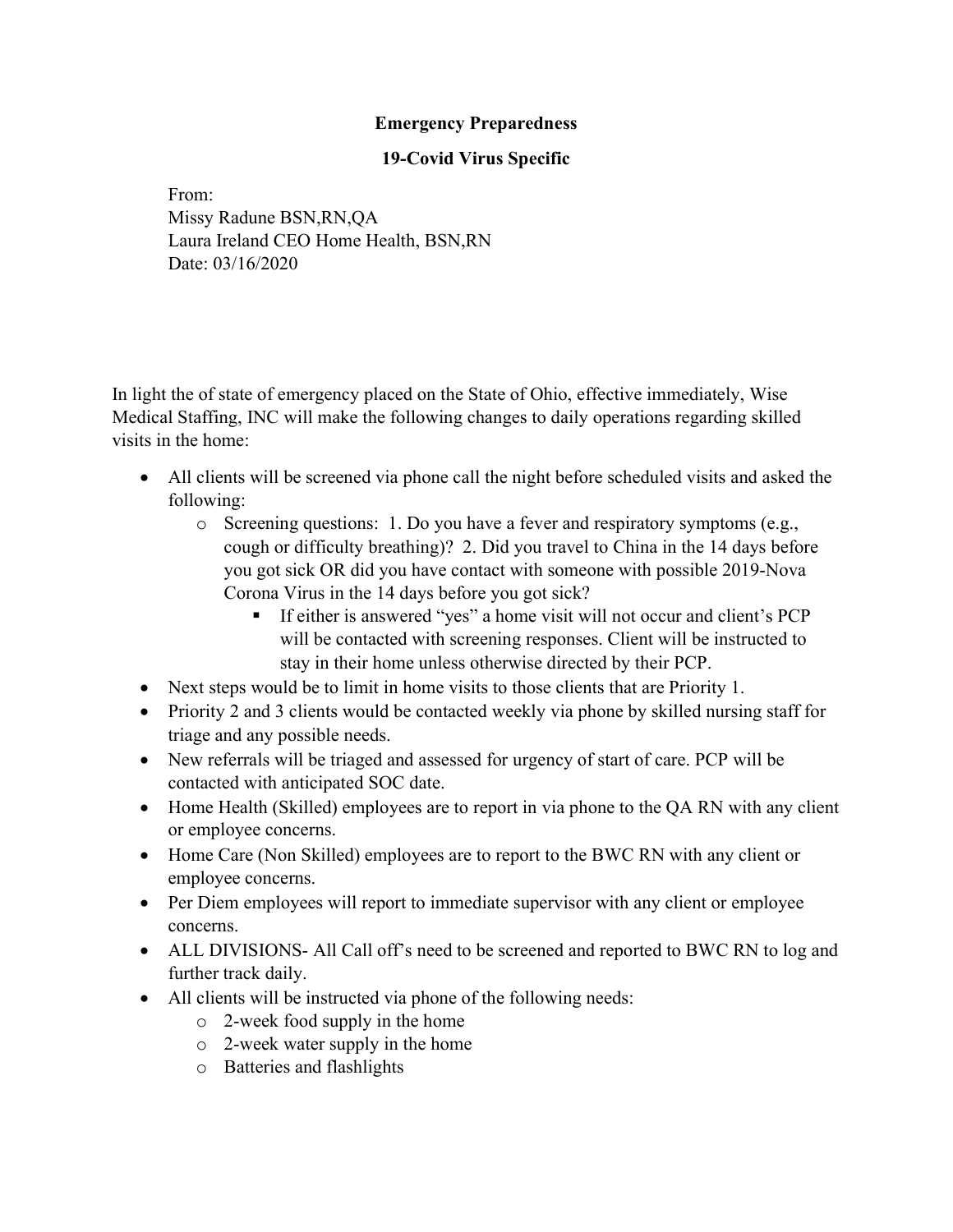**Emergency Preparedness**

**19-Covid Virus Specific**

From:
Missy Radune BSN,RN,QA
Laura Ireland CEO Home Health, BSN,RN
Date: 03/16/2020

In light the of state of emergency placed on the State of Ohio, effective immediately, Wise Medical Staffing, INC will make the following changes to daily operations regarding skilled visits in the home:

- All clients will be screened via phone call the night before scheduled visits and asked the following:
  - Screening questions: 1. Do you have a fever and respiratory symptoms (e.g., cough or difficulty breathing)? 2. Did you travel to China in the 14 days before you got sick OR did you have contact with someone with possible 2019-Nova Corona Virus in the 14 days before you got sick?
    - If either is answered "yes" a home visit will not occur and client's PCP will be contacted with screening responses. Client will be instructed to stay in their home unless otherwise directed by their PCP.
- Next steps would be to limit in home visits to those clients that are Priority 1.
- Priority 2 and 3 clients would be contacted weekly via phone by skilled nursing staff for triage and any possible needs.
- New referrals will be triaged and assessed for urgency of start of care. PCP will be contacted with anticipated SOC date.
- Home Health (Skilled) employees are to report in via phone to the QA RN with any client or employee concerns.
- Home Care (Non Skilled) employees are to report to the BWC RN with any client or employee concerns.
- Per Diem employees will report to immediate supervisor with any client or employee concerns.
- ALL DIVISIONS- All Call off's need to be screened and reported to BWC RN to log and further track daily.
- All clients will be instructed via phone of the following needs:
  - 2-week food supply in the home
  - 2-week water supply in the home
  - Batteries and flashlights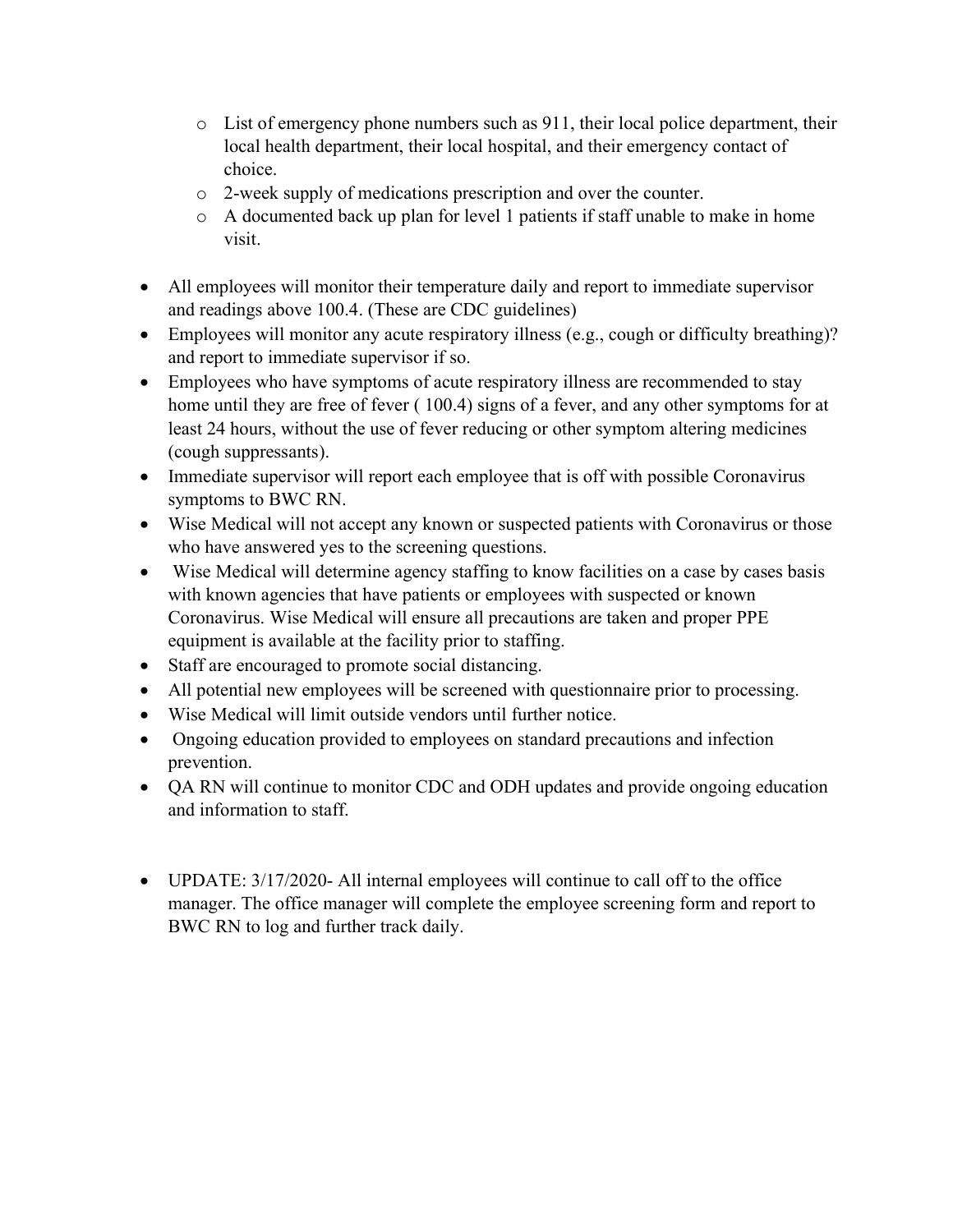- List of emergency phone numbers such as 911, their local police department, their local health department, their local hospital, and their emergency contact of choice.
   - 2-week supply of medications prescription and over the counter.
   - A documented back up plan for level 1 patients if staff unable to make in home visit.

- All employees will monitor their temperature daily and report to immediate supervisor and readings above 100.4. (These are CDC guidelines)
- Employees will monitor any acute respiratory illness (e.g., cough or difficulty breathing)? and report to immediate supervisor if so.
- Employees who have symptoms of acute respiratory illness are recommended to stay home until they are free of fever ( 100.4) signs of a fever, and any other symptoms for at least 24 hours, without the use of fever reducing or other symptom altering medicines (cough suppressants).
- Immediate supervisor will report each employee that is off with possible Coronavirus symptoms to BWC RN.
- Wise Medical will not accept any known or suspected patients with Coronavirus or those who have answered yes to the screening questions.
- Wise Medical will determine agency staffing to know facilities on a case by cases basis with known agencies that have patients or employees with suspected or known Coronavirus. Wise Medical will ensure all precautions are taken and proper PPE equipment is available at the facility prior to staffing.
- Staff are encouraged to promote social distancing.
- All potential new employees will be screened with questionnaire prior to processing.
- Wise Medical will limit outside vendors until further notice.
- Ongoing education provided to employees on standard precautions and infection prevention.
- QA RN will continue to monitor CDC and ODH updates and provide ongoing education and information to staff.

- UPDATE: 3/17/2020- All internal employees will continue to call off to the office manager. The office manager will complete the employee screening form and report to BWC RN to log and further track daily.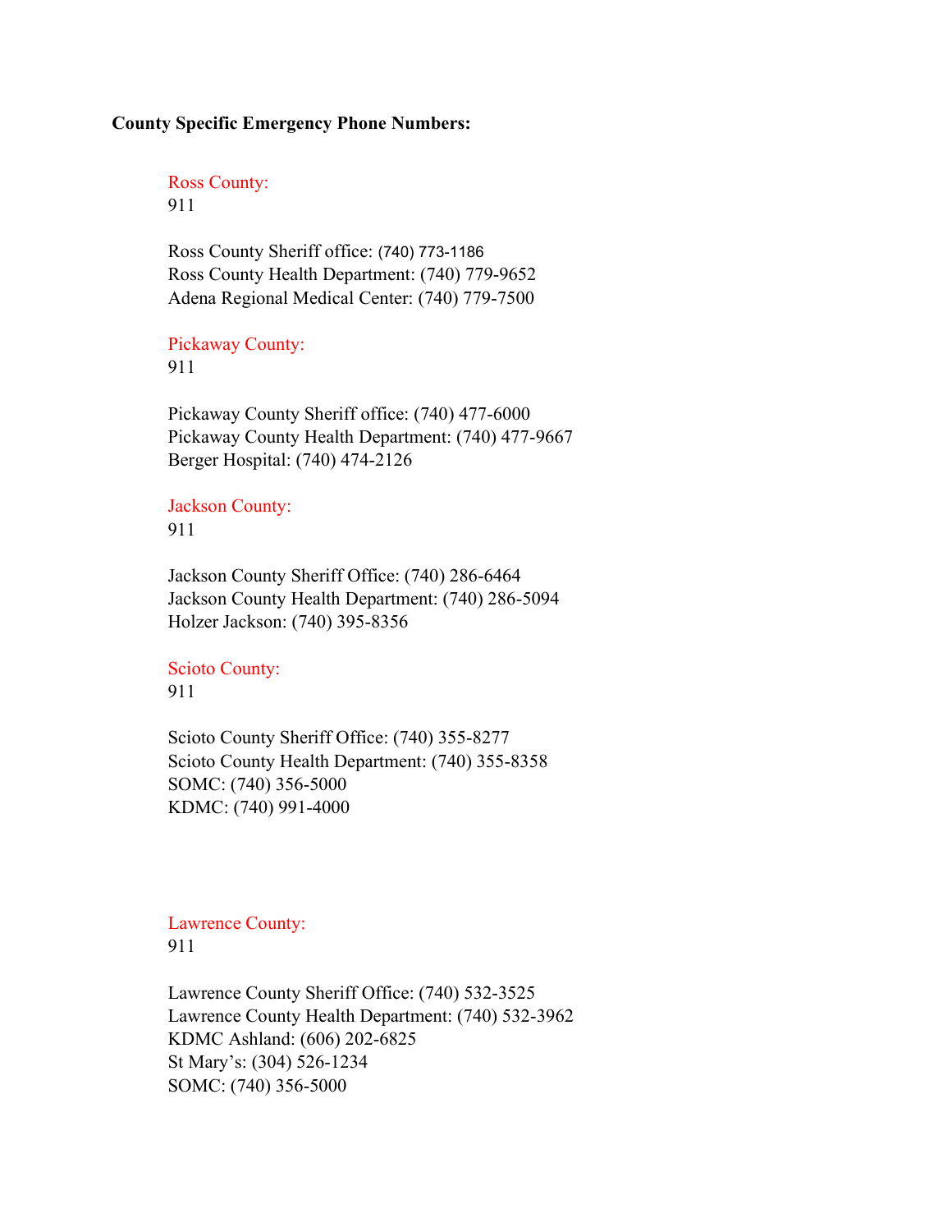**County Specific Emergency Phone Numbers:**

Ross County:
911

Ross County Sheriff office: (740) 773-1186
Ross County Health Department: (740) 779-9652
Adena Regional Medical Center: (740) 779-7500

Pickaway County:
911

Pickaway County Sheriff office: (740) 477-6000
Pickaway County Health Department: (740) 477-9667
Berger Hospital: (740) 474-2126

Jackson County:
911

Jackson County Sheriff Office: (740) 286-6464
Jackson County Health Department: (740) 286-5094
Holzer Jackson: (740) 395-8356

Scioto County:
911

Scioto County Sheriff Office: (740) 355-8277
Scioto County Health Department: (740) 355-8358
SOMC: (740) 356-5000
KDMC: (740) 991-4000

Lawrence County:
911

Lawrence County Sheriff Office: (740) 532-3525
Lawrence County Health Department: (740) 532-3962
KDMC Ashland: (606) 202-6825
St Mary's: (304) 526-1234
SOMC: (740) 356-5000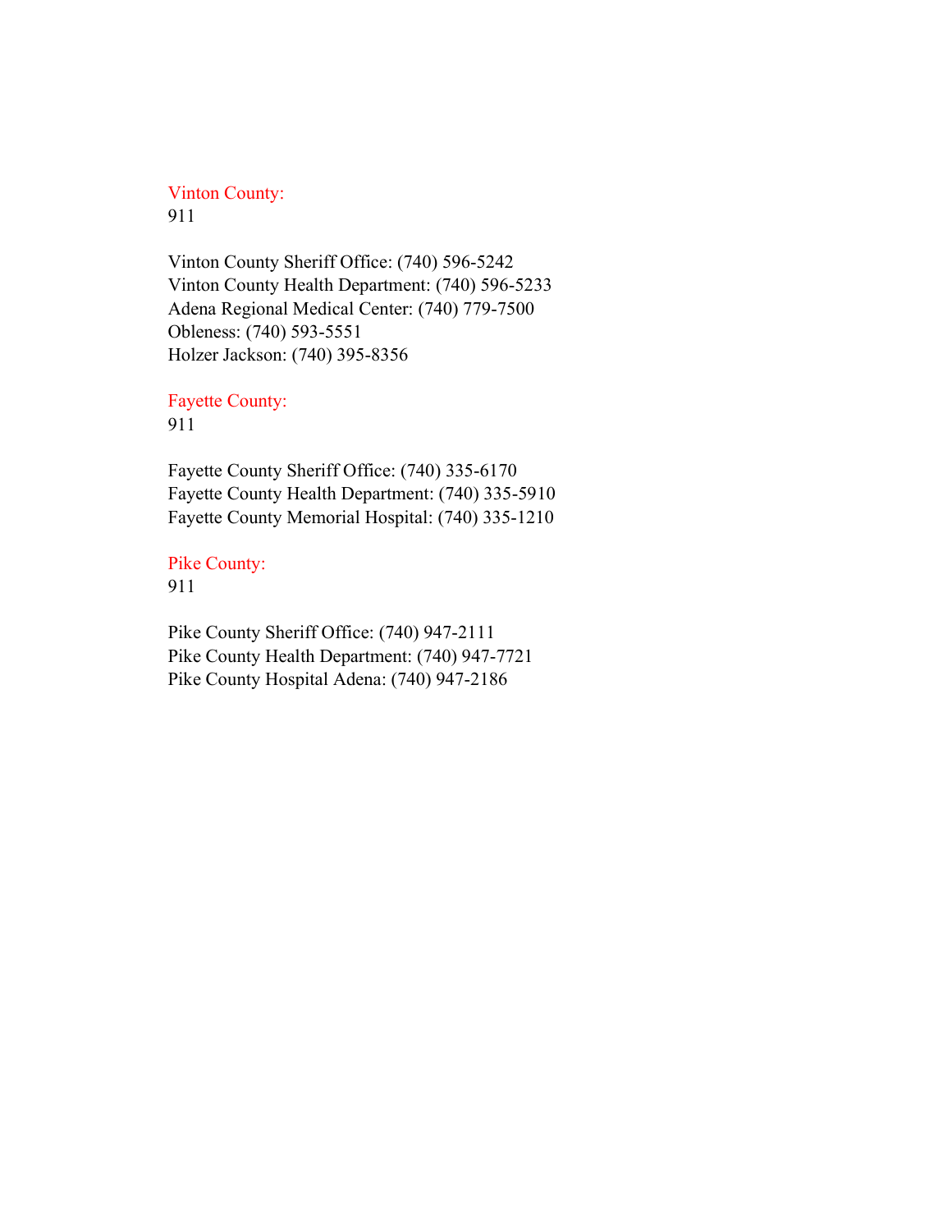Vinton County:
911

Vinton County Sheriff Office: (740) 596-5242
Vinton County Health Department: (740) 596-5233
Adena Regional Medical Center: (740) 779-7500
Obleness: (740) 593-5551
Holzer Jackson: (740) 395-8356

Fayette County:
911

Fayette County Sheriff Office: (740) 335-6170
Fayette County Health Department: (740) 335-5910
Fayette County Memorial Hospital: (740) 335-1210

Pike County:
911

Pike County Sheriff Office: (740) 947-2111
Pike County Health Department: (740) 947-7721
Pike County Hospital Adena: (740) 947-2186